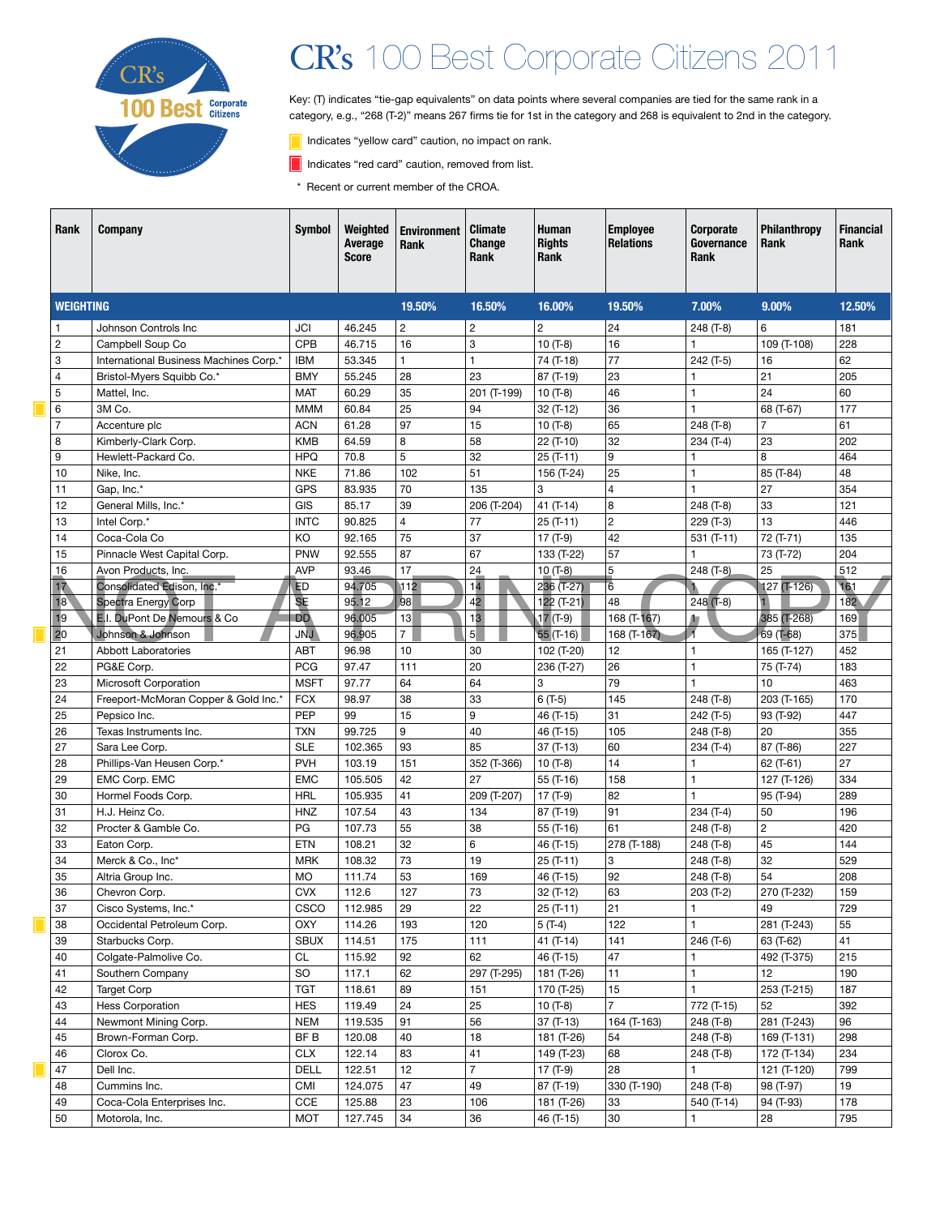# CR's 100 Best Corporate Citizens 2011

Key: (T) indicates "tie-gap equivalents" on data points where several companies are tied for the same rank in a category, e.g., "268 (T-2)" means 267 firms tie for 1st in the category and 268 is equivalent to 2nd in the category.

Indicates "yellow card" caution, no impact on rank.

Indicates "red card" caution, removed from list.

\* Recent or current member of the CROA.

| Rank | Company | Symbol | Weighted Average Score | Environment Rank | Climate Change Rank | Human Rights Rank | Employee Relations | Corporate Governance Rank | Philanthropy Rank | Financial Rank |
|---|---|---|---|---|---|---|---|---|---|---|
| **WEIGHTING** | | | | 19.50% | 16.50% | 16.00% | 19.50% | 7.00% | 9.00% | 12.50% |
| 1 | Johnson Controls Inc | JCI | 46.245 | 2 | 2 | 2 | 24 | 248 (T-8) | 6 | 181 |
| 2 | Campbell Soup Co | CPB | 46.715 | 16 | 3 | 10 (T-8) | 16 | 1 | 109 (T-108) | 228 |
| 3 | International Business Machines Corp.* | IBM | 53.345 | 1 | 1 | 74 (T-18) | 77 | 242 (T-5) | 16 | 62 |
| 4 | Bristol-Myers Squibb Co.* | BMY | 55.245 | 28 | 23 | 87 (T-19) | 23 | 1 | 21 | 205 |
| 5 | Mattel, Inc. | MAT | 60.29 | 35 | 201 (T-199) | 10 (T-8) | 46 | 1 | 24 | 60 |
| 6 | 3M Co. | MMM | 60.84 | 25 | 94 | 32 (T-12) | 36 | 1 | 68 (T-67) | 177 |
| 7 | Accenture plc | ACN | 61.28 | 97 | 15 | 10 (T-8) | 65 | 248 (T-8) | 7 | 61 |
| 8 | Kimberly-Clark Corp. | KMB | 64.59 | 8 | 58 | 22 (T-10) | 32 | 234 (T-4) | 23 | 202 |
| 9 | Hewlett-Packard Co. | HPQ | 70.8 | 5 | 32 | 25 (T-11) | 9 | 1 | 8 | 464 |
| 10 | Nike, Inc. | NKE | 71.86 | 102 | 51 | 156 (T-24) | 25 | 1 | 85 (T-84) | 48 |
| 11 | Gap, Inc.* | GPS | 83.935 | 70 | 135 | 3 | 4 | 1 | 27 | 354 |
| 12 | General Mills, Inc.* | GIS | 85.17 | 39 | 206 (T-204) | 41 (T-14) | 8 | 248 (T-8) | 33 | 121 |
| 13 | Intel Corp.* | INTC | 90.825 | 4 | 77 | 25 (T-11) | 2 | 229 (T-3) | 13 | 446 |
| 14 | Coca-Cola Co | KO | 92.165 | 75 | 37 | 17 (T-9) | 42 | 531 (T-11) | 72 (T-71) | 135 |
| 15 | Pinnacle West Capital Corp. | PNW | 92.555 | 87 | 67 | 133 (T-22) | 57 | 1 | 73 (T-72) | 204 |
| 16 | Avon Products, Inc. | AVP | 93.46 | 17 | 24 | 10 (T-8) | 5 | 248 (T-8) | 25 | 512 |
| 17 | Consolidated Edison, Inc.* | ED | 94.705 | 112 | 14 | 236 (T-27) | 6 | 1 | 127 (T-126) | 161 |
| 18 | Spectra Energy Corp | SE | 95.12 | 98 | 42 | 122 (T-21) | 48 | 248 (T-8) | 1 | 182 |
| 19 | E.I. DuPont De Nemours & Co | DD | 96.005 | 13 | 13 | 17 (T-9) | 168 (T-167) | 1 | 385 (T-268) | 169 |
| 20 | Johnson & Johnson | JNJ | 96.905 | 7 | 5 | 55 (T-16) | 168 (T-167) | 1 | 69 (T-68) | 375 |
| 21 | Abbott Laboratories | ABT | 96.98 | 10 | 30 | 102 (T-20) | 12 | 1 | 165 (T-127) | 452 |
| 22 | PG&E Corp. | PCG | 97.47 | 111 | 20 | 236 (T-27) | 26 | 1 | 75 (T-74) | 183 |
| 23 | Microsoft Corporation | MSFT | 97.77 | 64 | 64 | 3 | 79 | 1 | 10 | 463 |
| 24 | Freeport-McMoran Copper & Gold Inc.* | FCX | 98.97 | 38 | 33 | 6 (T-5) | 145 | 248 (T-8) | 203 (T-165) | 170 |
| 25 | Pepsico Inc. | PEP | 99 | 15 | 9 | 46 (T-15) | 31 | 242 (T-5) | 93 (T-92) | 447 |
| 26 | Texas Instruments Inc. | TXN | 99.725 | 9 | 40 | 46 (T-15) | 105 | 248 (T-8) | 20 | 355 |
| 27 | Sara Lee Corp. | SLE | 102.365 | 93 | 85 | 37 (T-13) | 60 | 234 (T-4) | 87 (T-86) | 227 |
| 28 | Phillips-Van Heusen Corp.* | PVH | 103.19 | 151 | 352 (T-366) | 10 (T-8) | 14 | 1 | 62 (T-61) | 27 |
| 29 | EMC Corp. EMC | EMC | 105.505 | 42 | 27 | 55 (T-16) | 158 | 1 | 127 (T-126) | 334 |
| 30 | Hormel Foods Corp. | HRL | 105.935 | 41 | 209 (T-207) | 17 (T-9) | 82 | 1 | 95 (T-94) | 289 |
| 31 | H.J. Heinz Co. | HNZ | 107.54 | 43 | 134 | 87 (T-19) | 91 | 234 (T-4) | 50 | 196 |
| 32 | Procter & Gamble Co. | PG | 107.73 | 55 | 38 | 55 (T-16) | 61 | 248 (T-8) | 2 | 420 |
| 33 | Eaton Corp. | ETN | 108.21 | 32 | 6 | 46 (T-15) | 278 (T-188) | 248 (T-8) | 45 | 144 |
| 34 | Merck & Co., Inc* | MRK | 108.32 | 73 | 19 | 25 (T-11) | 3 | 248 (T-8) | 32 | 529 |
| 35 | Altria Group Inc. | MO | 111.74 | 53 | 169 | 46 (T-15) | 92 | 248 (T-8) | 54 | 208 |
| 36 | Chevron Corp. | CVX | 112.6 | 127 | 73 | 32 (T-12) | 63 | 203 (T-2) | 270 (T-232) | 159 |
| 37 | Cisco Systems, Inc.* | CSCO | 112.985 | 29 | 22 | 25 (T-11) | 21 | 1 | 49 | 729 |
| 38 | Occidental Petroleum Corp. | OXY | 114.26 | 193 | 120 | 5 (T-4) | 122 | 1 | 281 (T-243) | 55 |
| 39 | Starbucks Corp. | SBUX | 114.51 | 175 | 111 | 41 (T-14) | 141 | 246 (T-6) | 63 (T-62) | 41 |
| 40 | Colgate-Palmolive Co. | CL | 115.92 | 92 | 62 | 46 (T-15) | 47 | 1 | 492 (T-375) | 215 |
| 41 | Southern Company | SO | 117.1 | 62 | 297 (T-295) | 181 (T-26) | 11 | 1 | 12 | 190 |
| 42 | Target Corp | TGT | 118.61 | 89 | 151 | 170 (T-25) | 15 | 1 | 253 (T-215) | 187 |
| 43 | Hess Corporation | HES | 119.49 | 24 | 25 | 10 (T-8) | 7 | 772 (T-15) | 52 | 392 |
| 44 | Newmont Mining Corp. | NEM | 119.535 | 91 | 56 | 37 (T-13) | 164 (T-163) | 248 (T-8) | 281 (T-243) | 96 |
| 45 | Brown-Forman Corp. | BF B | 120.08 | 40 | 18 | 181 (T-26) | 54 | 248 (T-8) | 169 (T-131) | 298 |
| 46 | Clorox Co. | CLX | 122.14 | 83 | 41 | 149 (T-23) | 68 | 248 (T-8) | 172 (T-134) | 234 |
| 47 | Dell Inc. | DELL | 122.51 | 12 | 7 | 17 (T-9) | 28 | 1 | 121 (T-120) | 799 |
| 48 | Cummins Inc. | CMI | 124.075 | 47 | 49 | 87 (T-19) | 330 (T-190) | 248 (T-8) | 98 (T-97) | 19 |
| 49 | Coca-Cola Enterprises Inc. | CCE | 125.88 | 23 | 106 | 181 (T-26) | 33 | 540 (T-14) | 94 (T-93) | 178 |
| 50 | Motorola, Inc. | MOT | 127.745 | 34 | 36 | 46 (T-15) | 30 | 1 | 28 | 795 |

NOT A PRINT COPY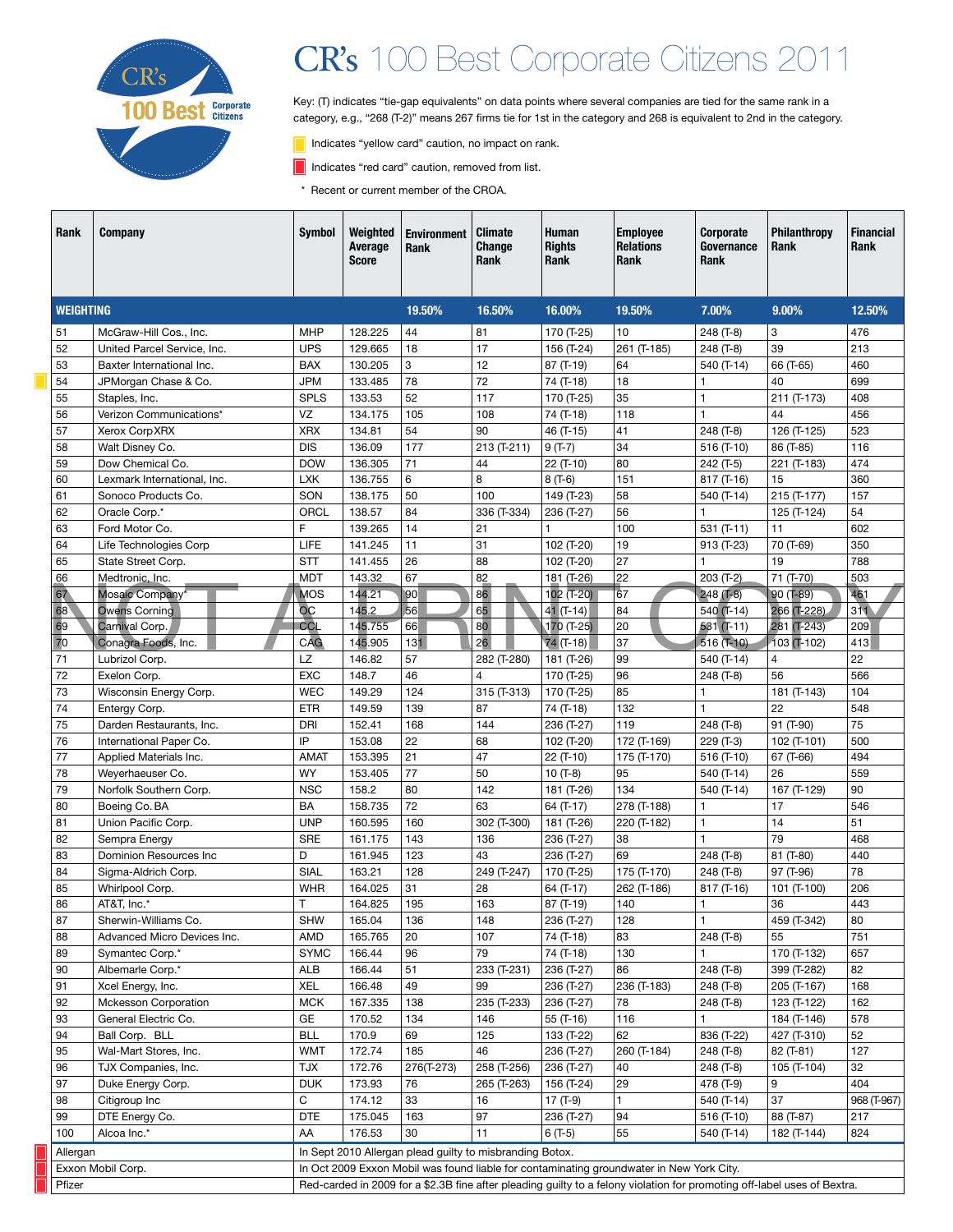# CR's 100 Best Corporate Citizens 2011

Key: (T) indicates "tie-gap equivalents" on data points where several companies are tied for the same rank in a category, e.g., "268 (T-2)" means 267 firms tie for 1st in the category and 268 is equivalent to 2nd in the category.

Indicates "yellow card" caution, no impact on rank.

Indicates "red card" caution, removed from list.

\* Recent or current member of the CROA.

| Rank | Company | Symbol | Weighted Average Score | Environment Rank | Climate Change Rank | Human Rights Rank | Employee Relations Rank | Corporate Governance Rank | Philanthropy Rank | Financial Rank |
|---|---|---|---|---|---|---|---|---|---|---|
| WEIGHTING | | | | 19.50% | 16.50% | 16.00% | 19.50% | 7.00% | 9.00% | 12.50% |
| 51 | McGraw-Hill Cos., Inc. | MHP | 128.225 | 44 | 81 | 170 (T-25) | 10 | 248 (T-8) | 3 | 476 |
| 52 | United Parcel Service, Inc. | UPS | 129.665 | 18 | 17 | 156 (T-24) | 261 (T-185) | 248 (T-8) | 39 | 213 |
| 53 | Baxter International Inc. | BAX | 130.205 | 3 | 12 | 87 (T-19) | 64 | 540 (T-14) | 66 (T-65) | 460 |
| 54 | JPMorgan Chase & Co. | JPM | 133.485 | 78 | 72 | 74 (T-18) | 18 | 1 | 40 | 699 |
| 55 | Staples, Inc. | SPLS | 133.53 | 52 | 117 | 170 (T-25) | 35 | 1 | 211 (T-173) | 408 |
| 56 | Verizon Communications* | VZ | 134.175 | 105 | 108 | 74 (T-18) | 118 | 1 | 44 | 456 |
| 57 | Xerox Corp XRX | XRX | 134.81 | 54 | 90 | 46 (T-15) | 41 | 248 (T-8) | 126 (T-125) | 523 |
| 58 | Walt Disney Co. | DIS | 136.09 | 177 | 213 (T-211) | 9 (T-7) | 34 | 516 (T-10) | 86 (T-85) | 116 |
| 59 | Dow Chemical Co. | DOW | 136.305 | 71 | 44 | 22 (T-10) | 80 | 242 (T-5) | 221 (T-183) | 474 |
| 60 | Lexmark International, Inc. | LXK | 136.755 | 6 | 8 | 8 (T-6) | 151 | 817 (T-16) | 15 | 360 |
| 61 | Sonoco Products Co. | SON | 138.175 | 50 | 100 | 149 (T-23) | 58 | 540 (T-14) | 215 (T-177) | 157 |
| 62 | Oracle Corp.* | ORCL | 138.57 | 84 | 336 (T-334) | 236 (T-27) | 56 | 1 | 125 (T-124) | 54 |
| 63 | Ford Motor Co. | F | 139.265 | 14 | 21 | 1 | 100 | 531 (T-11) | 11 | 602 |
| 64 | Life Technologies Corp | LIFE | 141.245 | 11 | 31 | 102 (T-20) | 19 | 913 (T-23) | 70 (T-69) | 350 |
| 65 | State Street Corp. | STT | 141.455 | 26 | 88 | 102 (T-20) | 27 | 1 | 19 | 788 |
| 66 | Medtronic, Inc. | MDT | 143.32 | 67 | 82 | 181 (T-26) | 22 | 203 (T-2) | 71 (T-70) | 503 |
| 67 | Mosaic Company* | MOS | 144.21 | 90 | 86 | 102 (T-20) | 67 | 248 (T-8) | 90 (T-89) | 461 |
| 68 | Owens Corning | OC | 145.2 | 56 | 65 | 41 (T-14) | 84 | 540 (T-14) | 266 (T-228) | 311 |
| 69 | Carnival Corp. | CCL | 145.755 | 66 | 80 | 170 (T-25) | 20 | 531 (T-11) | 281 (T-243) | 209 |
| 70 | Conagra Foods, Inc. | CAG | 145.905 | 131 | 26 | 74 (T-18) | 37 | 516 (T-10) | 103 (T-102) | 413 |
| 71 | Lubrizol Corp. | LZ | 146.82 | 57 | 282 (T-280) | 181 (T-26) | 99 | 540 (T-14) | 4 | 22 |
| 72 | Exelon Corp. | EXC | 148.7 | 46 | 4 | 170 (T-25) | 96 | 248 (T-8) | 56 | 566 |
| 73 | Wisconsin Energy Corp. | WEC | 149.29 | 124 | 315 (T-313) | 170 (T-25) | 85 | 1 | 181 (T-143) | 104 |
| 74 | Entergy Corp. | ETR | 149.59 | 139 | 87 | 74 (T-18) | 132 | 1 | 22 | 548 |
| 75 | Darden Restaurants, Inc. | DRI | 152.41 | 168 | 144 | 236 (T-27) | 119 | 248 (T-8) | 91 (T-90) | 75 |
| 76 | International Paper Co. | IP | 153.08 | 22 | 68 | 102 (T-20) | 172 (T-169) | 229 (T-3) | 102 (T-101) | 500 |
| 77 | Applied Materials Inc. | AMAT | 153.395 | 21 | 47 | 22 (T-10) | 175 (T-170) | 516 (T-10) | 67 (T-66) | 494 |
| 78 | Weyerhaeuser Co. | WY | 153.405 | 77 | 50 | 10 (T-8) | 95 | 540 (T-14) | 26 | 559 |
| 79 | Norfolk Southern Corp. | NSC | 158.2 | 80 | 142 | 181 (T-26) | 134 | 540 (T-14) | 167 (T-129) | 90 |
| 80 | Boeing Co. BA | BA | 158.735 | 72 | 63 | 64 (T-17) | 278 (T-188) | 1 | 17 | 546 |
| 81 | Union Pacific Corp. | UNP | 160.595 | 160 | 302 (T-300) | 181 (T-26) | 220 (T-182) | 1 | 14 | 51 |
| 82 | Sempra Energy | SRE | 161.175 | 143 | 136 | 236 (T-27) | 38 | 1 | 79 | 468 |
| 83 | Dominion Resources Inc | D | 161.945 | 123 | 43 | 236 (T-27) | 69 | 248 (T-8) | 81 (T-80) | 440 |
| 84 | Sigma-Aldrich Corp. | SIAL | 163.21 | 128 | 249 (T-247) | 170 (T-25) | 175 (T-170) | 248 (T-8) | 97 (T-96) | 78 |
| 85 | Whirlpool Corp. | WHR | 164.025 | 31 | 28 | 64 (T-17) | 262 (T-186) | 817 (T-16) | 101 (T-100) | 206 |
| 86 | AT&T, Inc.* | T | 164.825 | 195 | 163 | 87 (T-19) | 140 | 1 | 36 | 443 |
| 87 | Sherwin-Williams Co. | SHW | 165.04 | 136 | 148 | 236 (T-27) | 128 | 1 | 459 (T-342) | 80 |
| 88 | Advanced Micro Devices Inc. | AMD | 165.765 | 20 | 107 | 74 (T-18) | 83 | 248 (T-8) | 55 | 751 |
| 89 | Symantec Corp.* | SYMC | 166.44 | 96 | 79 | 74 (T-18) | 130 | 1 | 170 (T-132) | 657 |
| 90 | Albemarle Corp.* | ALB | 166.44 | 51 | 233 (T-231) | 236 (T-27) | 86 | 248 (T-8) | 399 (T-282) | 82 |
| 91 | Xcel Energy, Inc. | XEL | 166.48 | 49 | 99 | 236 (T-27) | 236 (T-183) | 248 (T-8) | 205 (T-167) | 168 |
| 92 | Mckesson Corporation | MCK | 167.335 | 138 | 235 (T-233) | 236 (T-27) | 78 | 248 (T-8) | 123 (T-122) | 162 |
| 93 | General Electric Co. | GE | 170.52 | 134 | 146 | 55 (T-16) | 116 | 1 | 184 (T-146) | 578 |
| 94 | Ball Corp. BLL | BLL | 170.9 | 69 | 125 | 133 (T-22) | 62 | 836 (T-22) | 427 (T-310) | 52 |
| 95 | Wal-Mart Stores, Inc. | WMT | 172.74 | 185 | 46 | 236 (T-27) | 260 (T-184) | 248 (T-8) | 82 (T-81) | 127 |
| 96 | TJX Companies, Inc. | TJX | 172.76 | 276(T-273) | 258 (T-256) | 236 (T-27) | 40 | 248 (T-8) | 105 (T-104) | 32 |
| 97 | Duke Energy Corp. | DUK | 173.93 | 76 | 265 (T-263) | 156 (T-24) | 29 | 478 (T-9) | 9 | 404 |
| 98 | Citigroup Inc | C | 174.12 | 33 | 16 | 17 (T-9) | 1 | 540 (T-14) | 37 | 968 (T-967) |
| 99 | DTE Energy Co. | DTE | 175.045 | 163 | 97 | 236 (T-27) | 94 | 516 (T-10) | 88 (T-87) | 217 |
| 100 | Alcoa Inc.* | AA | 176.53 | 30 | 11 | 6 (T-5) | 55 | 540 (T-14) | 182 (T-144) | 824 |
| Allergan | | In Sept 2010 Allergan plead guilty to misbranding Botox. | | | | | | | | |
| Exxon Mobil Corp. | | In Oct 2009 Exxon Mobil was found liable for contaminating groundwater in New York City. | | | | | | | | |
| Pfizer | | Red-carded in 2009 for a $2.3B fine after pleading guilty to a felony violation for promoting off-label uses of Bextra. | | | | | | | | |

NOT A PRINT COPY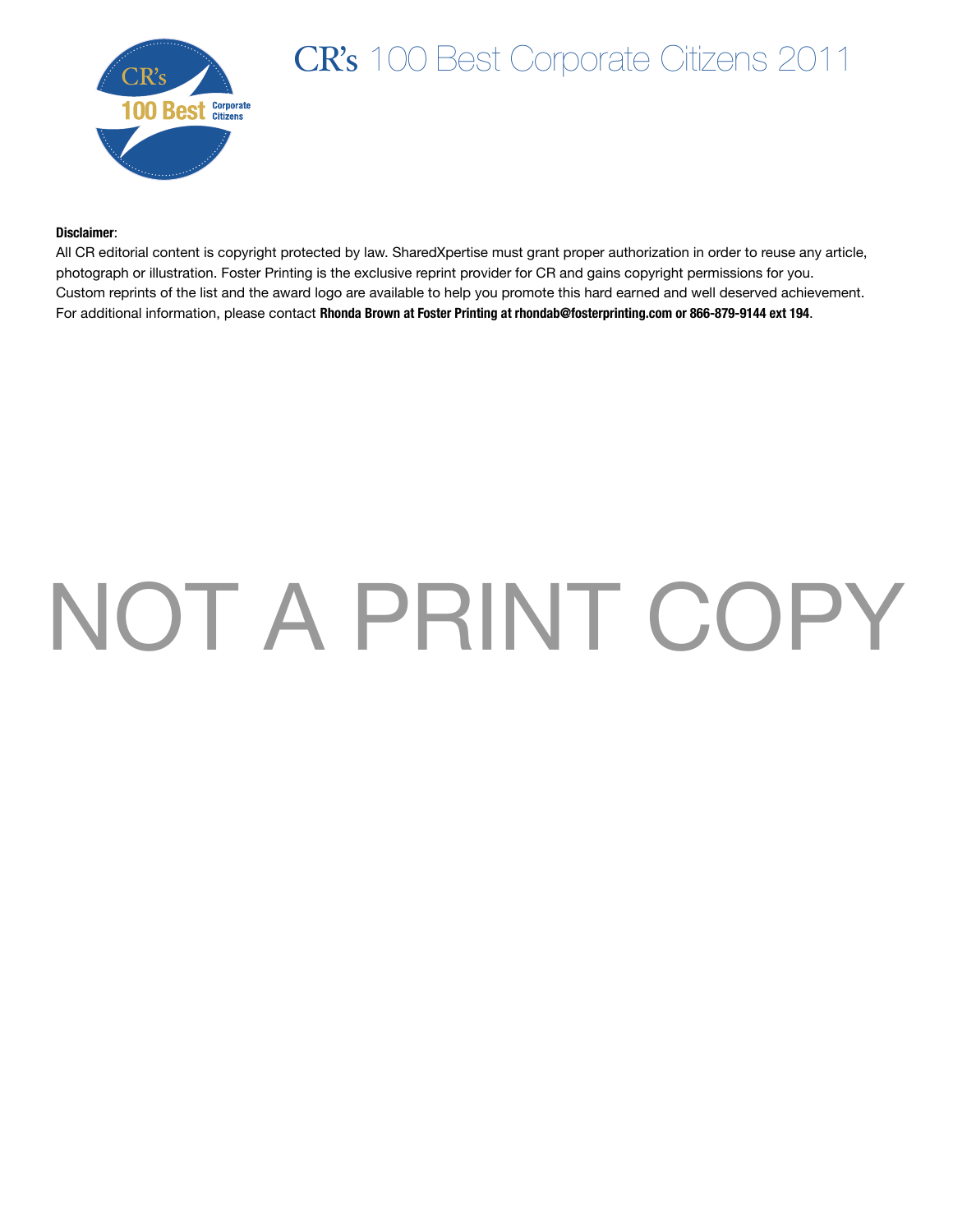# CR's 100 Best Corporate Citizens 2011

**Disclaimer**:
All CR editorial content is copyright protected by law. SharedXpertise must grant proper authorization in order to reuse any article, photograph or illustration. Foster Printing is the exclusive reprint provider for CR and gains copyright permissions for you. Custom reprints of the list and the award logo are available to help you promote this hard earned and well deserved achievement. For additional information, please contact **Rhonda Brown at Foster Printing at rhondab@fosterprinting.com or 866-879-9144 ext 194**.

NOT A PRINT COPY